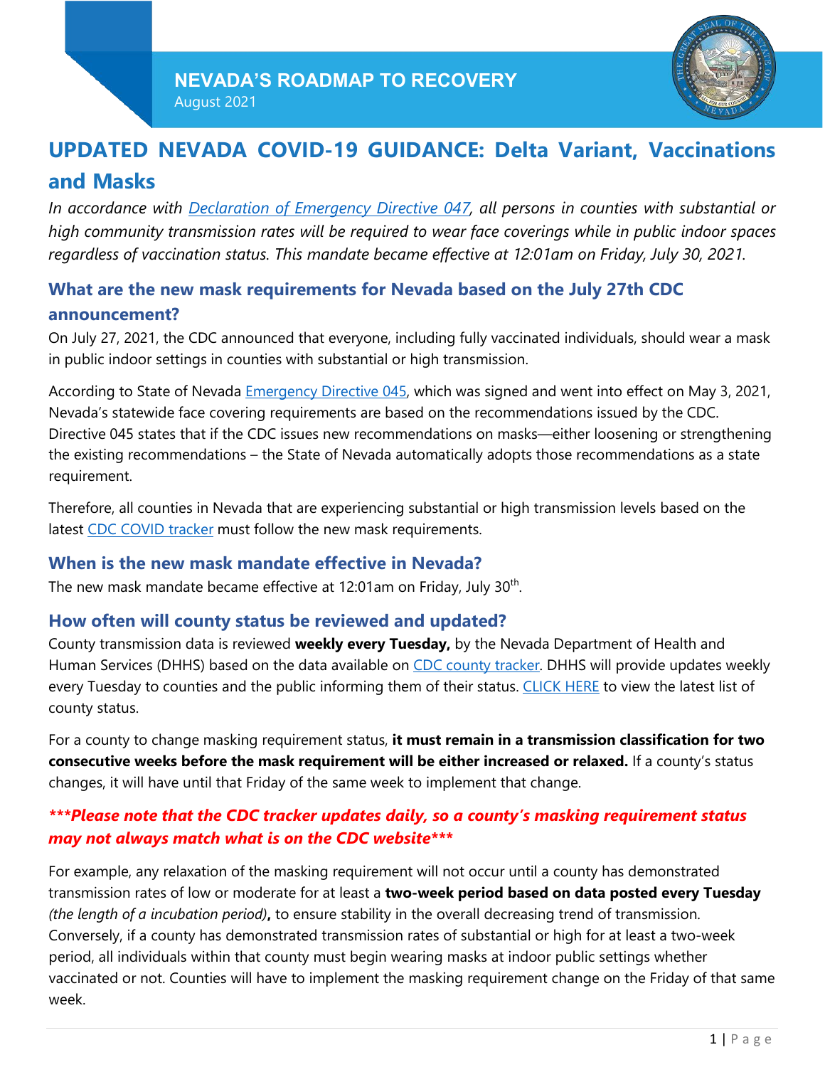NEVADA'S ROADMAP TO RECOVERY

August 2021

# UPDATED NEVADA COVID-19 GUIDANCE: Delta Variant, Vaccinations and Masks

*In accordance with Declaration of Emergency Directive 047, all persons in counties with substantial or high community transmission rates will be required to wear face coverings while in public indoor spaces regardless of vaccination status. This mandate became effective at 12:01am on Friday, July 30, 2021.*

## What are the new mask requirements for Nevada based on the July 27th CDC announcement?

On July 27, 2021, the CDC announced that everyone, including fully vaccinated individuals, should wear a mask in public indoor settings in counties with substantial or high transmission.

According to State of Nevada Emergency Directive 045, which was signed and went into effect on May 3, 2021, Nevada's statewide face covering requirements are based on the recommendations issued by the CDC. Directive 045 states that if the CDC issues new recommendations on masks—either loosening or strengthening the existing recommendations – the State of Nevada automatically adopts those recommendations as a state requirement.

Therefore, all counties in Nevada that are experiencing substantial or high transmission levels based on the latest CDC COVID tracker must follow the new mask requirements.

## When is the new mask mandate effective in Nevada?

The new mask mandate became effective at 12:01am on Friday, July 30th.

## How often will county status be reviewed and updated?

County transmission data is reviewed **weekly every Tuesday,** by the Nevada Department of Health and Human Services (DHHS) based on the data available on CDC county tracker. DHHS will provide updates weekly every Tuesday to counties and the public informing them of their status. CLICK HERE to view the latest list of county status.

For a county to change masking requirement status, **it must remain in a transmission classification for two consecutive weeks before the mask requirement will be either increased or relaxed.** If a county's status changes, it will have until that Friday of the same week to implement that change.

***\*\*\*Please note that the CDC tracker updates daily, so a county's masking requirement status may not always match what is on the CDC website\*\*\****

For example, any relaxation of the masking requirement will not occur until a county has demonstrated transmission rates of low or moderate for at least a **two-week period based on data posted every Tuesday** *(the length of a incubation period)***,** to ensure stability in the overall decreasing trend of transmission. Conversely, if a county has demonstrated transmission rates of substantial or high for at least a two-week period, all individuals within that county must begin wearing masks at indoor public settings whether vaccinated or not. Counties will have to implement the masking requirement change on the Friday of that same week.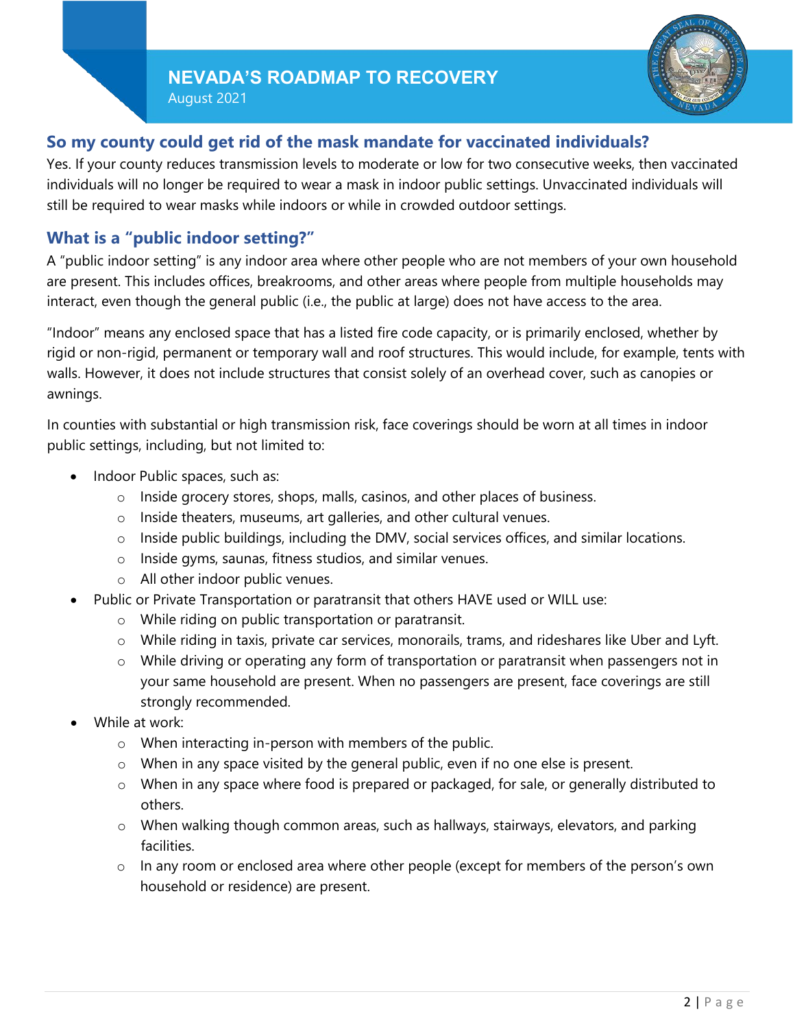## So my county could get rid of the mask mandate for vaccinated individuals?

Yes. If your county reduces transmission levels to moderate or low for two consecutive weeks, then vaccinated individuals will no longer be required to wear a mask in indoor public settings. Unvaccinated individuals will still be required to wear masks while indoors or while in crowded outdoor settings.

## What is a "public indoor setting?"

A "public indoor setting" is any indoor area where other people who are not members of your own household are present. This includes offices, breakrooms, and other areas where people from multiple households may interact, even though the general public (i.e., the public at large) does not have access to the area.

"Indoor" means any enclosed space that has a listed fire code capacity, or is primarily enclosed, whether by rigid or non-rigid, permanent or temporary wall and roof structures. This would include, for example, tents with walls. However, it does not include structures that consist solely of an overhead cover, such as canopies or awnings.

In counties with substantial or high transmission risk, face coverings should be worn at all times in indoor public settings, including, but not limited to:

- Indoor Public spaces, such as:
  - Inside grocery stores, shops, malls, casinos, and other places of business.
  - Inside theaters, museums, art galleries, and other cultural venues.
  - Inside public buildings, including the DMV, social services offices, and similar locations.
  - Inside gyms, saunas, fitness studios, and similar venues.
  - All other indoor public venues.
- Public or Private Transportation or paratransit that others HAVE used or WILL use:
  - While riding on public transportation or paratransit.
  - While riding in taxis, private car services, monorails, trams, and rideshares like Uber and Lyft.
  - While driving or operating any form of transportation or paratransit when passengers not in your same household are present. When no passengers are present, face coverings are still strongly recommended.
- While at work:
  - When interacting in-person with members of the public.
  - When in any space visited by the general public, even if no one else is present.
  - When in any space where food is prepared or packaged, for sale, or generally distributed to others.
  - When walking though common areas, such as hallways, stairways, elevators, and parking facilities.
  - In any room or enclosed area where other people (except for members of the person's own household or residence) are present.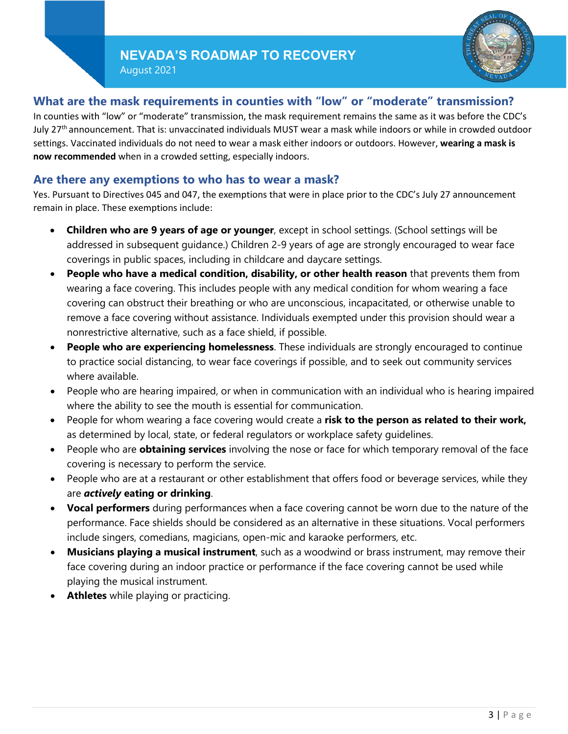## What are the mask requirements in counties with "low" or "moderate" transmission?

In counties with "low" or "moderate" transmission, the mask requirement remains the same as it was before the CDC's July 27th announcement. That is: unvaccinated individuals MUST wear a mask while indoors or while in crowded outdoor settings. Vaccinated individuals do not need to wear a mask either indoors or outdoors. However, **wearing a mask is now recommended** when in a crowded setting, especially indoors.

## Are there any exemptions to who has to wear a mask?

Yes. Pursuant to Directives 045 and 047, the exemptions that were in place prior to the CDC's July 27 announcement remain in place. These exemptions include:

- **Children who are 9 years of age or younger**, except in school settings. (School settings will be addressed in subsequent guidance.) Children 2-9 years of age are strongly encouraged to wear face coverings in public spaces, including in childcare and daycare settings.
- **People who have a medical condition, disability, or other health reason** that prevents them from wearing a face covering. This includes people with any medical condition for whom wearing a face covering can obstruct their breathing or who are unconscious, incapacitated, or otherwise unable to remove a face covering without assistance. Individuals exempted under this provision should wear a nonrestrictive alternative, such as a face shield, if possible.
- **People who are experiencing homelessness**. These individuals are strongly encouraged to continue to practice social distancing, to wear face coverings if possible, and to seek out community services where available.
- People who are hearing impaired, or when in communication with an individual who is hearing impaired where the ability to see the mouth is essential for communication.
- People for whom wearing a face covering would create a **risk to the person as related to their work,** as determined by local, state, or federal regulators or workplace safety guidelines.
- People who are **obtaining services** involving the nose or face for which temporary removal of the face covering is necessary to perform the service.
- People who are at a restaurant or other establishment that offers food or beverage services, while they are ***actively*** **eating or drinking**.
- **Vocal performers** during performances when a face covering cannot be worn due to the nature of the performance. Face shields should be considered as an alternative in these situations. Vocal performers include singers, comedians, magicians, open-mic and karaoke performers, etc.
- **Musicians playing a musical instrument**, such as a woodwind or brass instrument, may remove their face covering during an indoor practice or performance if the face covering cannot be used while playing the musical instrument.
- **Athletes** while playing or practicing.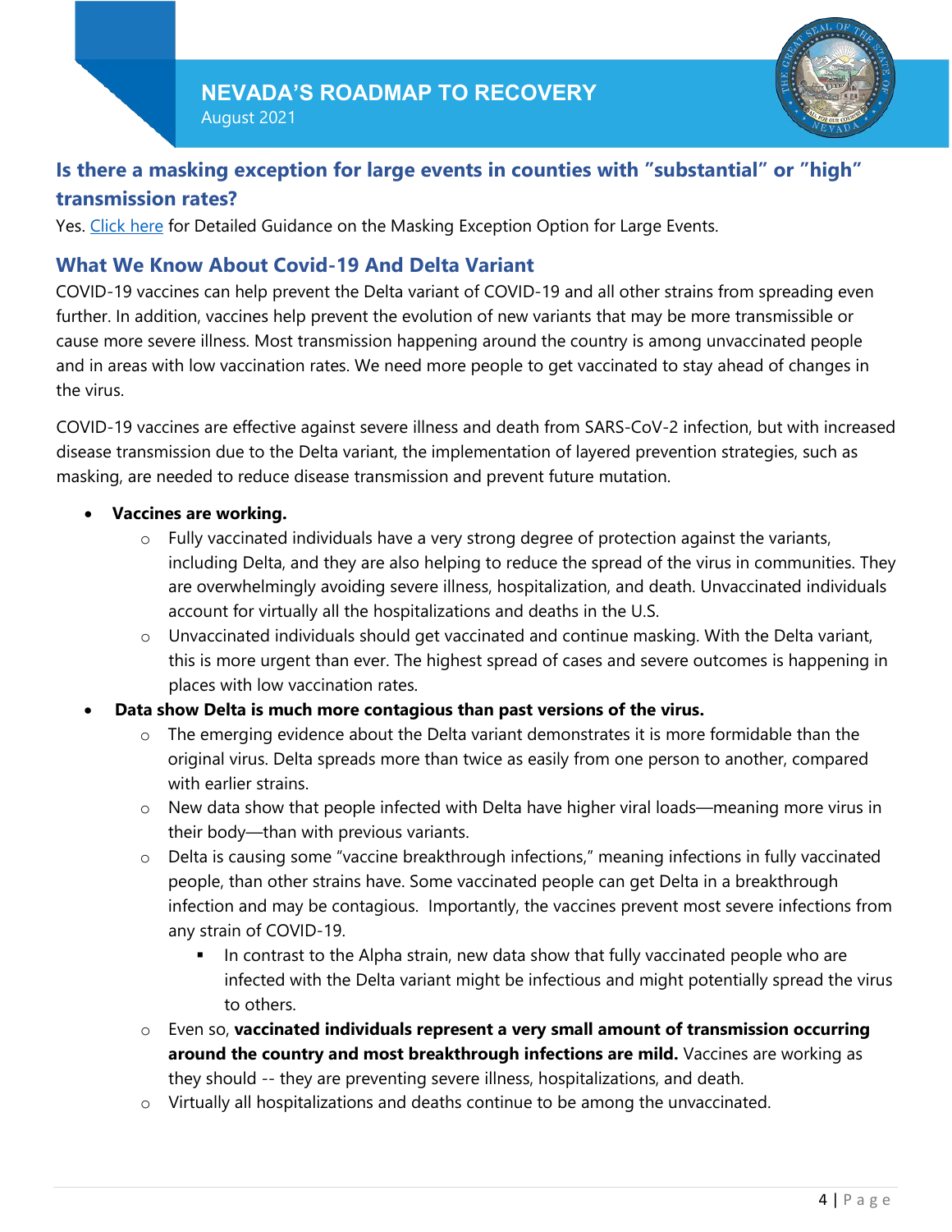## Is there a masking exception for large events in counties with "substantial" or "high" transmission rates?

Yes. [Click here](#) for Detailed Guidance on the Masking Exception Option for Large Events.

## What We Know About Covid-19 And Delta Variant

COVID-19 vaccines can help prevent the Delta variant of COVID-19 and all other strains from spreading even further. In addition, vaccines help prevent the evolution of new variants that may be more transmissible or cause more severe illness. Most transmission happening around the country is among unvaccinated people and in areas with low vaccination rates. We need more people to get vaccinated to stay ahead of changes in the virus.

COVID-19 vaccines are effective against severe illness and death from SARS-CoV-2 infection, but with increased disease transmission due to the Delta variant, the implementation of layered prevention strategies, such as masking, are needed to reduce disease transmission and prevent future mutation.

- **Vaccines are working.**
  - Fully vaccinated individuals have a very strong degree of protection against the variants, including Delta, and they are also helping to reduce the spread of the virus in communities. They are overwhelmingly avoiding severe illness, hospitalization, and death. Unvaccinated individuals account for virtually all the hospitalizations and deaths in the U.S.
  - Unvaccinated individuals should get vaccinated and continue masking. With the Delta variant, this is more urgent than ever. The highest spread of cases and severe outcomes is happening in places with low vaccination rates.
- **Data show Delta is much more contagious than past versions of the virus.**
  - The emerging evidence about the Delta variant demonstrates it is more formidable than the original virus. Delta spreads more than twice as easily from one person to another, compared with earlier strains.
  - New data show that people infected with Delta have higher viral loads—meaning more virus in their body—than with previous variants.
  - Delta is causing some "vaccine breakthrough infections," meaning infections in fully vaccinated people, than other strains have. Some vaccinated people can get Delta in a breakthrough infection and may be contagious. Importantly, the vaccines prevent most severe infections from any strain of COVID-19.
    - In contrast to the Alpha strain, new data show that fully vaccinated people who are infected with the Delta variant might be infectious and might potentially spread the virus to others.
  - Even so, **vaccinated individuals represent a very small amount of transmission occurring around the country and most breakthrough infections are mild.** Vaccines are working as they should -- they are preventing severe illness, hospitalizations, and death.
  - Virtually all hospitalizations and deaths continue to be among the unvaccinated.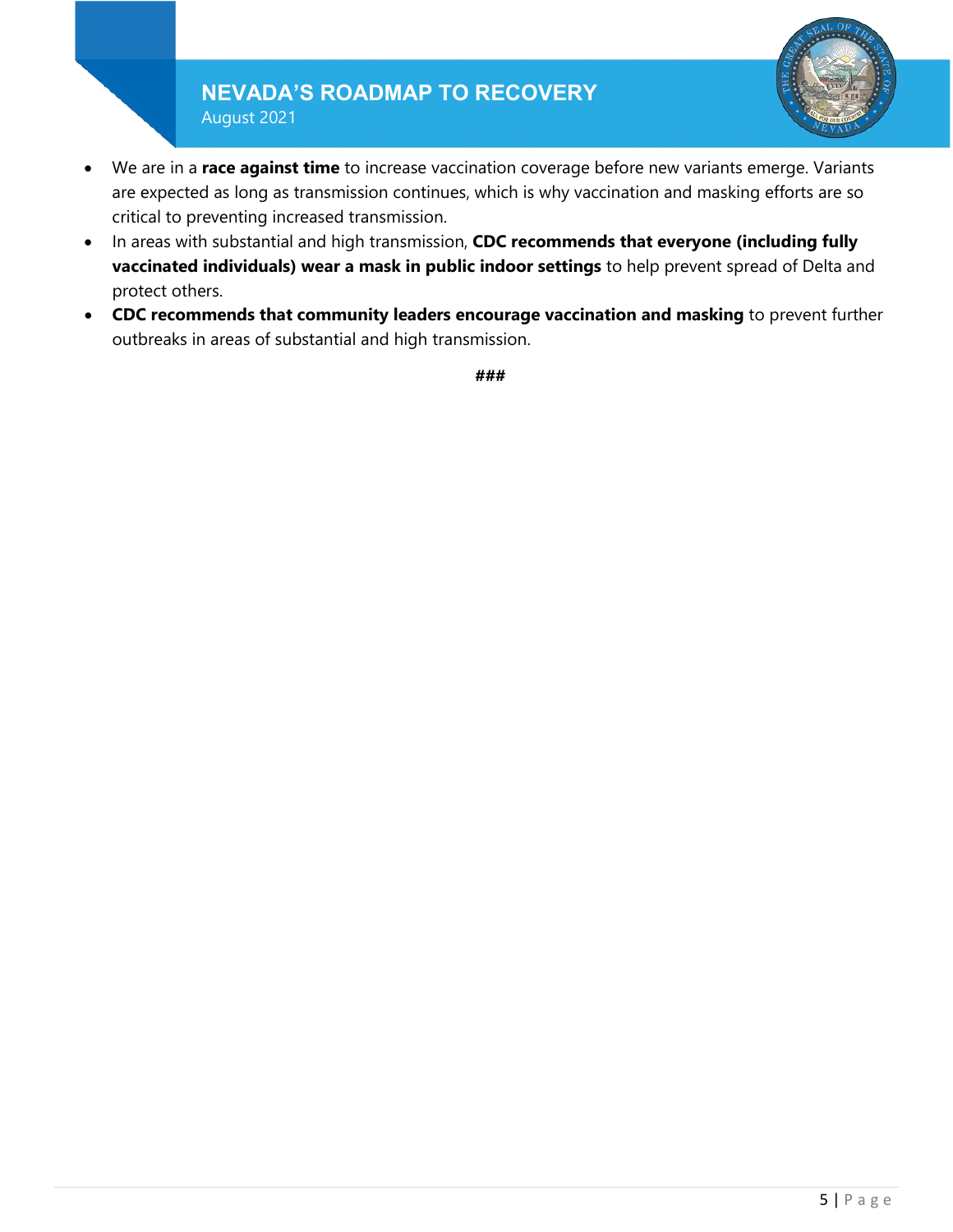- We are in a **race against time** to increase vaccination coverage before new variants emerge. Variants are expected as long as transmission continues, which is why vaccination and masking efforts are so critical to preventing increased transmission.
- In areas with substantial and high transmission, **CDC recommends that everyone (including fully vaccinated individuals) wear a mask in public indoor settings** to help prevent spread of Delta and protect others.
- **CDC recommends that community leaders encourage vaccination and masking** to prevent further outbreaks in areas of substantial and high transmission.

**###**